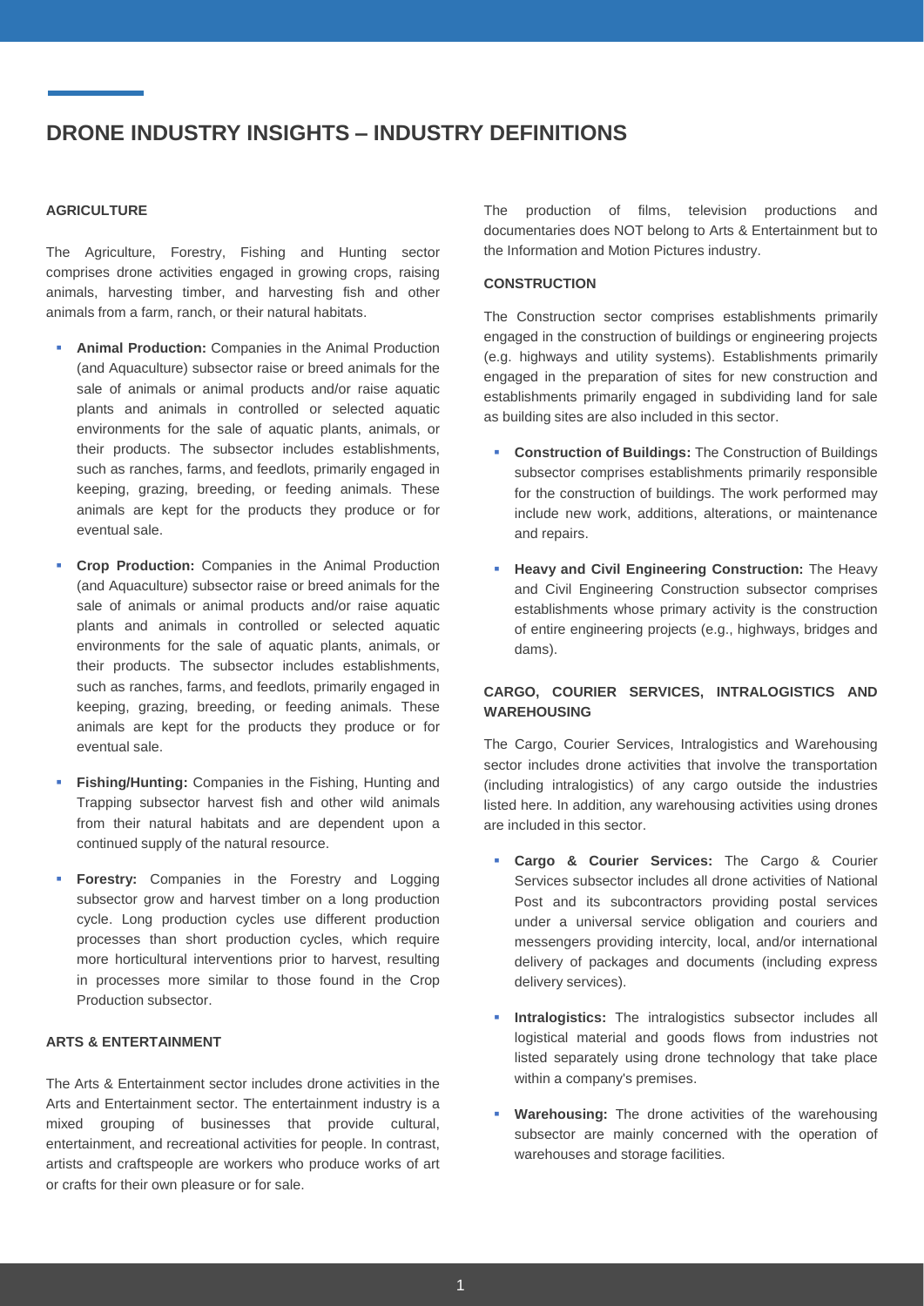# DRONE INDUSTRY INSIGHTS – INDUSTRY DEFINITIONS

### AGRICULTURE

The Agriculture, Forestry, Fishing and Hunting sector comprises drone activities engaged in growing crops, raising animals, harvesting timber, and harvesting fish and other animals from a farm, ranch, or their natural habitats.

- **Animal Production:** Companies in the Animal Production (and Aquaculture) subsector raise or breed animals for the sale of animals or animal products and/or raise aquatic plants and animals in controlled or selected aquatic environments for the sale of aquatic plants, animals, or their products. The subsector includes establishments, such as ranches, farms, and feedlots, primarily engaged in keeping, grazing, breeding, or feeding animals. These animals are kept for the products they produce or for eventual sale.
- **Crop Production:** Companies in the Animal Production (and Aquaculture) subsector raise or breed animals for the sale of animals or animal products and/or raise aquatic plants and animals in controlled or selected aquatic environments for the sale of aquatic plants, animals, or their products. The subsector includes establishments, such as ranches, farms, and feedlots, primarily engaged in keeping, grazing, breeding, or feeding animals. These animals are kept for the products they produce or for eventual sale.
- **Fishing/Hunting:** Companies in the Fishing, Hunting and Trapping subsector harvest fish and other wild animals from their natural habitats and are dependent upon a continued supply of the natural resource.
- **Forestry:** Companies in the Forestry and Logging subsector grow and harvest timber on a long production cycle. Long production cycles use different production processes than short production cycles, which require more horticultural interventions prior to harvest, resulting in processes more similar to those found in the Crop Production subsector.

### ARTS & ENTERTAINMENT

The Arts & Entertainment sector includes drone activities in the Arts and Entertainment sector. The entertainment industry is a mixed grouping of businesses that provide cultural, entertainment, and recreational activities for people. In contrast, artists and craftspeople are workers who produce works of art or crafts for their own pleasure or for sale.

The production of films, television productions and documentaries does NOT belong to Arts & Entertainment but to the Information and Motion Pictures industry.

### CONSTRUCTION

The Construction sector comprises establishments primarily engaged in the construction of buildings or engineering projects (e.g. highways and utility systems). Establishments primarily engaged in the preparation of sites for new construction and establishments primarily engaged in subdividing land for sale as building sites are also included in this sector.

- **Construction of Buildings:** The Construction of Buildings subsector comprises establishments primarily responsible for the construction of buildings. The work performed may include new work, additions, alterations, or maintenance and repairs.
- **Heavy and Civil Engineering Construction:** The Heavy and Civil Engineering Construction subsector comprises establishments whose primary activity is the construction of entire engineering projects (e.g., highways, bridges and dams).

### CARGO, COURIER SERVICES, INTRALOGISTICS AND WAREHOUSING

The Cargo, Courier Services, Intralogistics and Warehousing sector includes drone activities that involve the transportation (including intralogistics) of any cargo outside the industries listed here. In addition, any warehousing activities using drones are included in this sector.

- **Cargo & Courier Services:** The Cargo & Courier Services subsector includes all drone activities of National Post and its subcontractors providing postal services under a universal service obligation and couriers and messengers providing intercity, local, and/or international delivery of packages and documents (including express delivery services).
- **Intralogistics:** The intralogistics subsector includes all logistical material and goods flows from industries not listed separately using drone technology that take place within a company's premises.
- **Warehousing:** The drone activities of the warehousing subsector are mainly concerned with the operation of warehouses and storage facilities.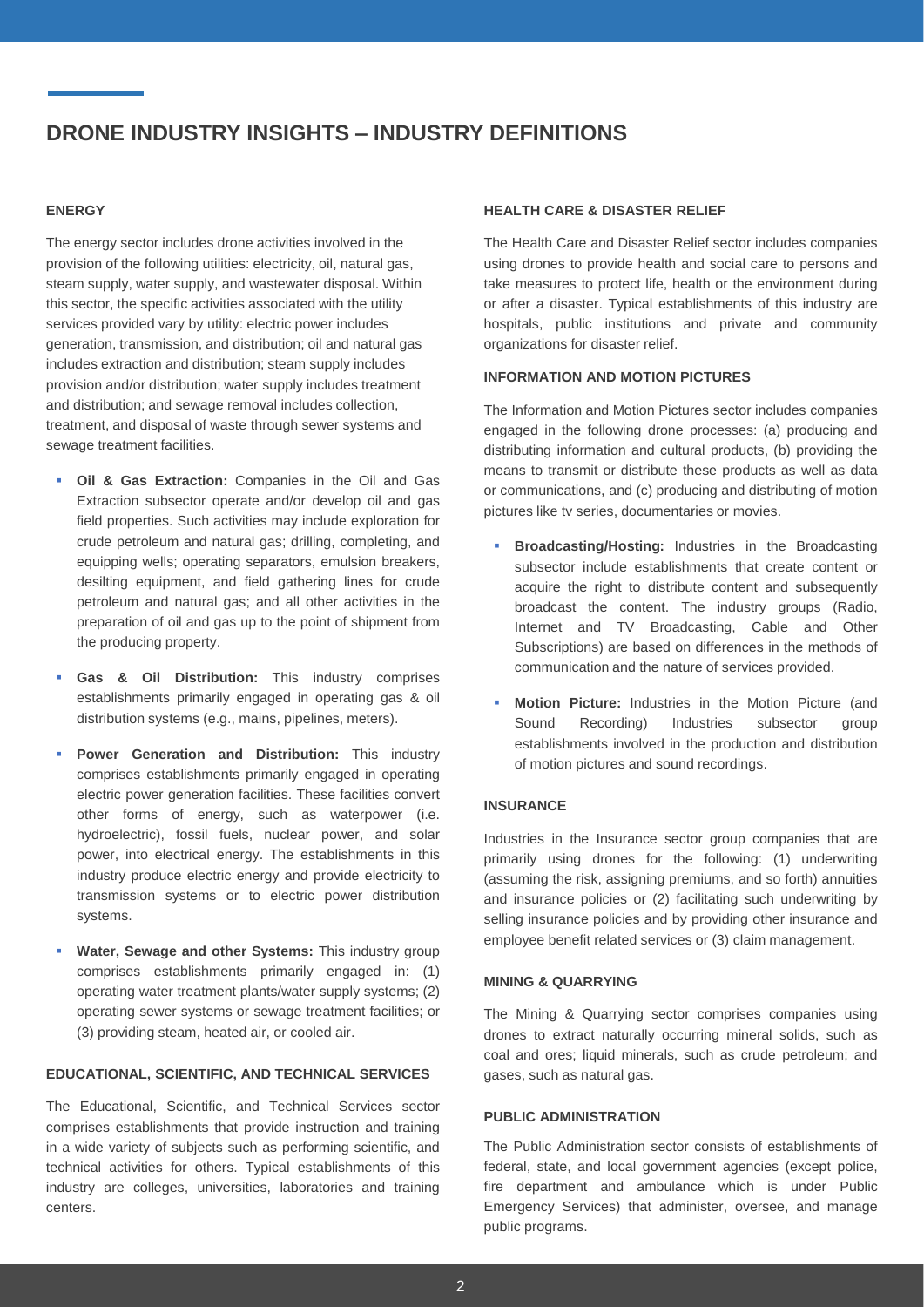# DRONE INDUSTRY INSIGHTS – INDUSTRY DEFINITIONS

## ENERGY

The energy sector includes drone activities involved in the provision of the following utilities: electricity, oil, natural gas, steam supply, water supply, and wastewater disposal. Within this sector, the specific activities associated with the utility services provided vary by utility: electric power includes generation, transmission, and distribution; oil and natural gas includes extraction and distribution; steam supply includes provision and/or distribution; water supply includes treatment and distribution; and sewage removal includes collection, treatment, and disposal of waste through sewer systems and sewage treatment facilities.

- **Oil & Gas Extraction:** Companies in the Oil and Gas Extraction subsector operate and/or develop oil and gas field properties. Such activities may include exploration for crude petroleum and natural gas; drilling, completing, and equipping wells; operating separators, emulsion breakers, desilting equipment, and field gathering lines for crude petroleum and natural gas; and all other activities in the preparation of oil and gas up to the point of shipment from the producing property.
- **Gas & Oil Distribution:** This industry comprises establishments primarily engaged in operating gas & oil distribution systems (e.g., mains, pipelines, meters).
- **Power Generation and Distribution:** This industry comprises establishments primarily engaged in operating electric power generation facilities. These facilities convert other forms of energy, such as waterpower (i.e. hydroelectric), fossil fuels, nuclear power, and solar power, into electrical energy. The establishments in this industry produce electric energy and provide electricity to transmission systems or to electric power distribution systems.
- **Water, Sewage and other Systems:** This industry group comprises establishments primarily engaged in: (1) operating water treatment plants/water supply systems; (2) operating sewer systems or sewage treatment facilities; or (3) providing steam, heated air, or cooled air.

## EDUCATIONAL, SCIENTIFIC, AND TECHNICAL SERVICES

The Educational, Scientific, and Technical Services sector comprises establishments that provide instruction and training in a wide variety of subjects such as performing scientific, and technical activities for others. Typical establishments of this industry are colleges, universities, laboratories and training centers.

## HEALTH CARE & DISASTER RELIEF

The Health Care and Disaster Relief sector includes companies using drones to provide health and social care to persons and take measures to protect life, health or the environment during or after a disaster. Typical establishments of this industry are hospitals, public institutions and private and community organizations for disaster relief.

## INFORMATION AND MOTION PICTURES

The Information and Motion Pictures sector includes companies engaged in the following drone processes: (a) producing and distributing information and cultural products, (b) providing the means to transmit or distribute these products as well as data or communications, and (c) producing and distributing of motion pictures like tv series, documentaries or movies.

- **Broadcasting/Hosting:** Industries in the Broadcasting subsector include establishments that create content or acquire the right to distribute content and subsequently broadcast the content. The industry groups (Radio, Internet and TV Broadcasting, Cable and Other Subscriptions) are based on differences in the methods of communication and the nature of services provided.
- **Motion Picture:** Industries in the Motion Picture (and Sound Recording) Industries subsector group establishments involved in the production and distribution of motion pictures and sound recordings.

## INSURANCE

Industries in the Insurance sector group companies that are primarily using drones for the following: (1) underwriting (assuming the risk, assigning premiums, and so forth) annuities and insurance policies or (2) facilitating such underwriting by selling insurance policies and by providing other insurance and employee benefit related services or (3) claim management.

## MINING & QUARRYING

The Mining & Quarrying sector comprises companies using drones to extract naturally occurring mineral solids, such as coal and ores; liquid minerals, such as crude petroleum; and gases, such as natural gas.

## PUBLIC ADMINISTRATION

The Public Administration sector consists of establishments of federal, state, and local government agencies (except police, fire department and ambulance which is under Public Emergency Services) that administer, oversee, and manage public programs.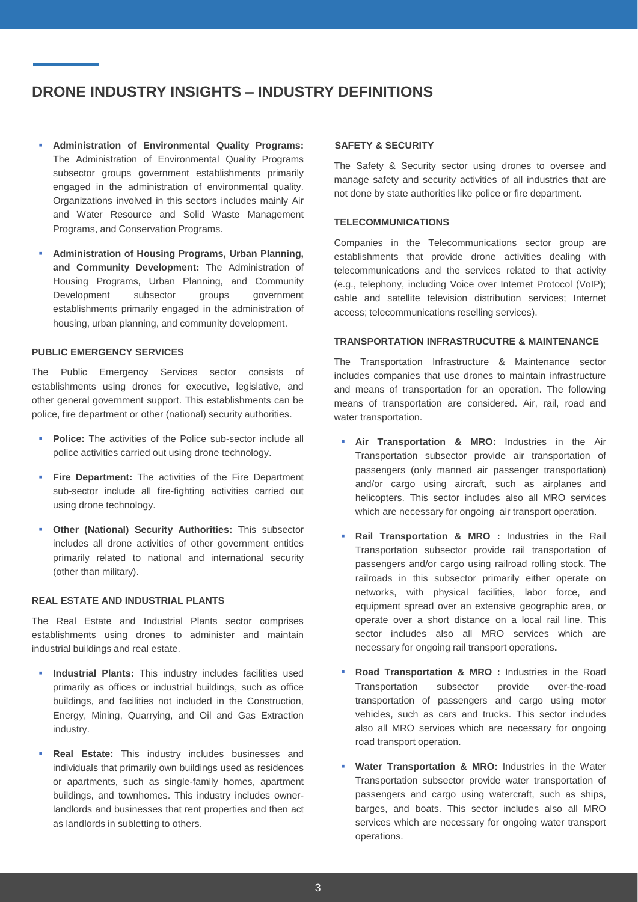# DRONE INDUSTRY INSIGHTS – INDUSTRY DEFINITIONS

- **Administration of Environmental Quality Programs:** The Administration of Environmental Quality Programs subsector groups government establishments primarily engaged in the administration of environmental quality. Organizations involved in this sectors includes mainly Air and Water Resource and Solid Waste Management Programs, and Conservation Programs.
- **Administration of Housing Programs, Urban Planning, and Community Development:** The Administration of Housing Programs, Urban Planning, and Community Development subsector groups government establishments primarily engaged in the administration of housing, urban planning, and community development.

### PUBLIC EMERGENCY SERVICES

The Public Emergency Services sector consists of establishments using drones for executive, legislative, and other general government support. This establishments can be police, fire department or other (national) security authorities.

- **Police:** The activities of the Police sub-sector include all police activities carried out using drone technology.
- **Fire Department:** The activities of the Fire Department sub-sector include all fire-fighting activities carried out using drone technology.
- **Other (National) Security Authorities:** This subsector includes all drone activities of other government entities primarily related to national and international security (other than military).

### REAL ESTATE AND INDUSTRIAL PLANTS

The Real Estate and Industrial Plants sector comprises establishments using drones to administer and maintain industrial buildings and real estate.

- **Industrial Plants:** This industry includes facilities used primarily as offices or industrial buildings, such as office buildings, and facilities not included in the Construction, Energy, Mining, Quarrying, and Oil and Gas Extraction industry.
- **Real Estate:** This industry includes businesses and individuals that primarily own buildings used as residences or apartments, such as single-family homes, apartment buildings, and townhomes. This industry includes owner-landlords and businesses that rent properties and then act as landlords in subletting to others.

### SAFETY & SECURITY

The Safety & Security sector using drones to oversee and manage safety and security activities of all industries that are not done by state authorities like police or fire department.

### TELECOMMUNICATIONS

Companies in the Telecommunications sector group are establishments that provide drone activities dealing with telecommunications and the services related to that activity (e.g., telephony, including Voice over Internet Protocol (VoIP); cable and satellite television distribution services; Internet access; telecommunications reselling services).

### TRANSPORTATION INFRASTRUCUTRE & MAINTENANCE

The Transportation Infrastructure & Maintenance sector includes companies that use drones to maintain infrastructure and means of transportation for an operation. The following means of transportation are considered. Air, rail, road and water transportation.

- **Air Transportation & MRO:** Industries in the Air Transportation subsector provide air transportation of passengers (only manned air passenger transportation) and/or cargo using aircraft, such as airplanes and helicopters. This sector includes also all MRO services which are necessary for ongoing air transport operation.
- **Rail Transportation & MRO :** Industries in the Rail Transportation subsector provide rail transportation of passengers and/or cargo using railroad rolling stock. The railroads in this subsector primarily either operate on networks, with physical facilities, labor force, and equipment spread over an extensive geographic area, or operate over a short distance on a local rail line. This sector includes also all MRO services which are necessary for ongoing rail transport operations**.**
- **Road Transportation & MRO :** Industries in the Road Transportation subsector provide over-the-road transportation of passengers and cargo using motor vehicles, such as cars and trucks. This sector includes also all MRO services which are necessary for ongoing road transport operation.
- **Water Transportation & MRO:** Industries in the Water Transportation subsector provide water transportation of passengers and cargo using watercraft, such as ships, barges, and boats. This sector includes also all MRO services which are necessary for ongoing water transport operations.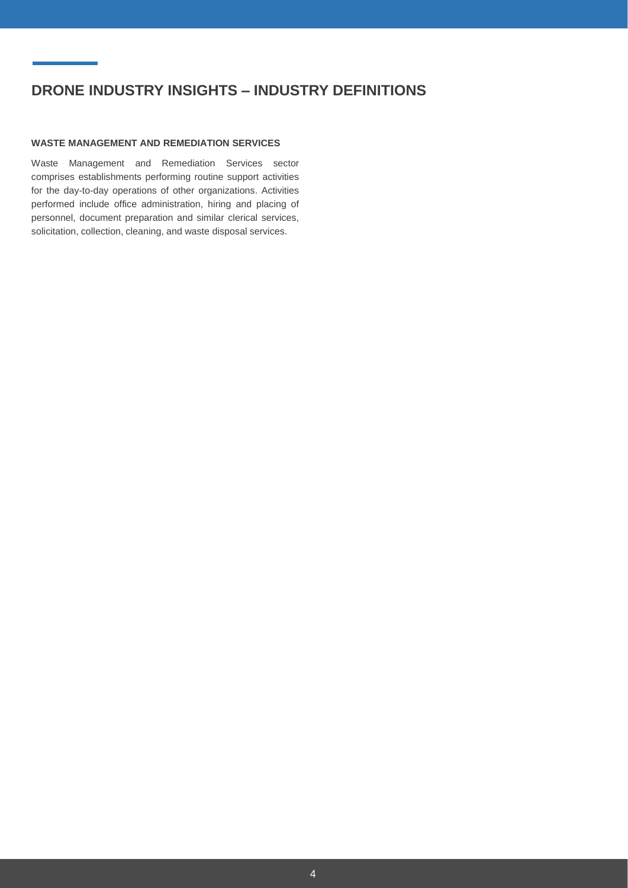# DRONE INDUSTRY INSIGHTS – INDUSTRY DEFINITIONS

### WASTE MANAGEMENT AND REMEDIATION SERVICES

Waste Management and Remediation Services sector comprises establishments performing routine support activities for the day-to-day operations of other organizations. Activities performed include office administration, hiring and placing of personnel, document preparation and similar clerical services, solicitation, collection, cleaning, and waste disposal services.